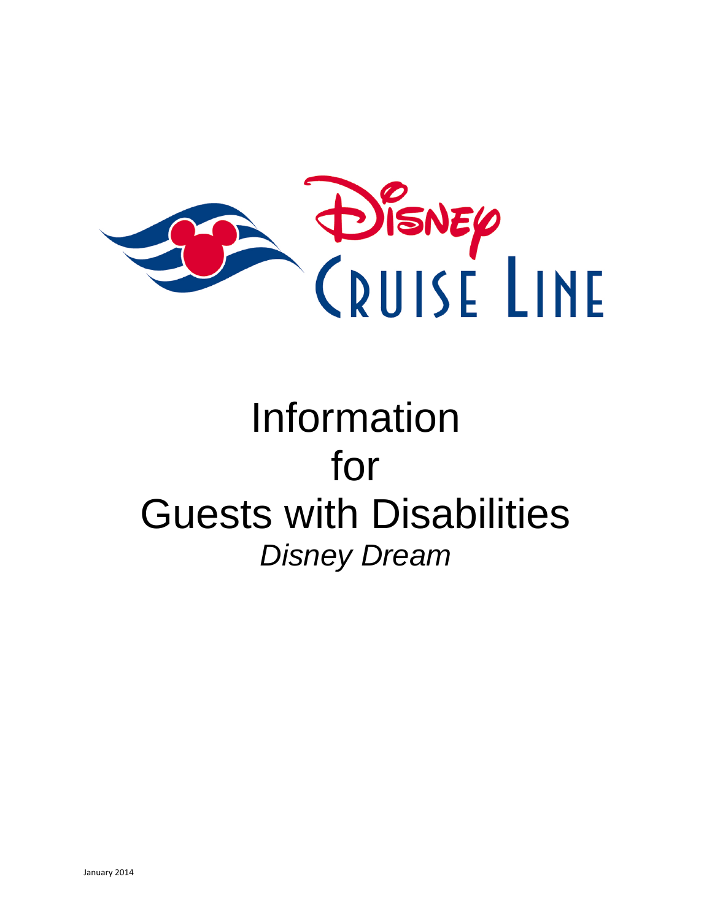Disney Cruise Line

# Information for Guests with Disabilities

*Disney Dream*

January 2014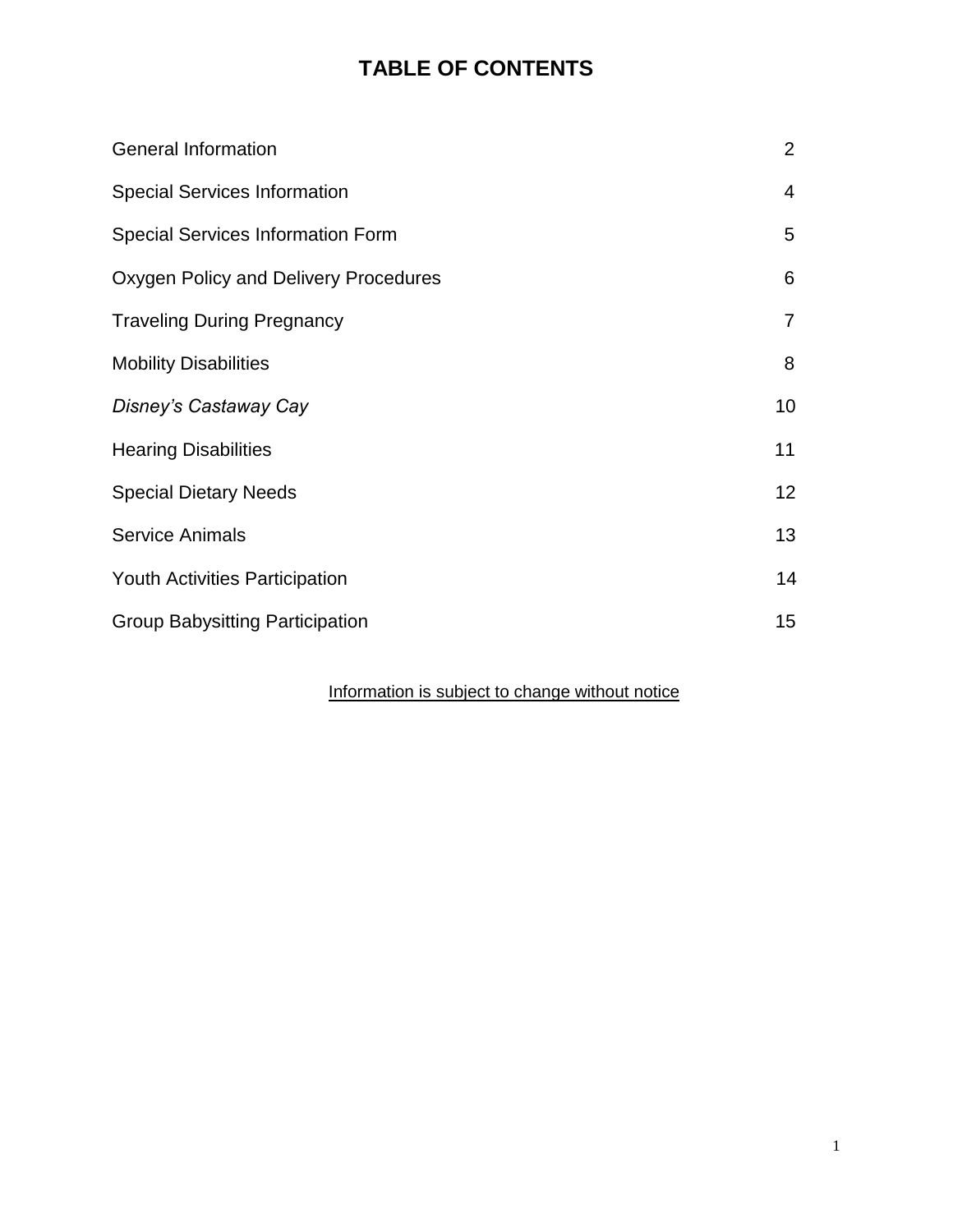# TABLE OF CONTENTS

| | |
|---|---|
| General Information | 2 |
| Special Services Information | 4 |
| Special Services Information Form | 5 |
| Oxygen Policy and Delivery Procedures | 6 |
| Traveling During Pregnancy | 7 |
| Mobility Disabilities | 8 |
| *Disney's Castaway Cay* | 10 |
| Hearing Disabilities | 11 |
| Special Dietary Needs | 12 |
| Service Animals | 13 |
| Youth Activities Participation | 14 |
| Group Babysitting Participation | 15 |

<u>Information is subject to change without notice</u>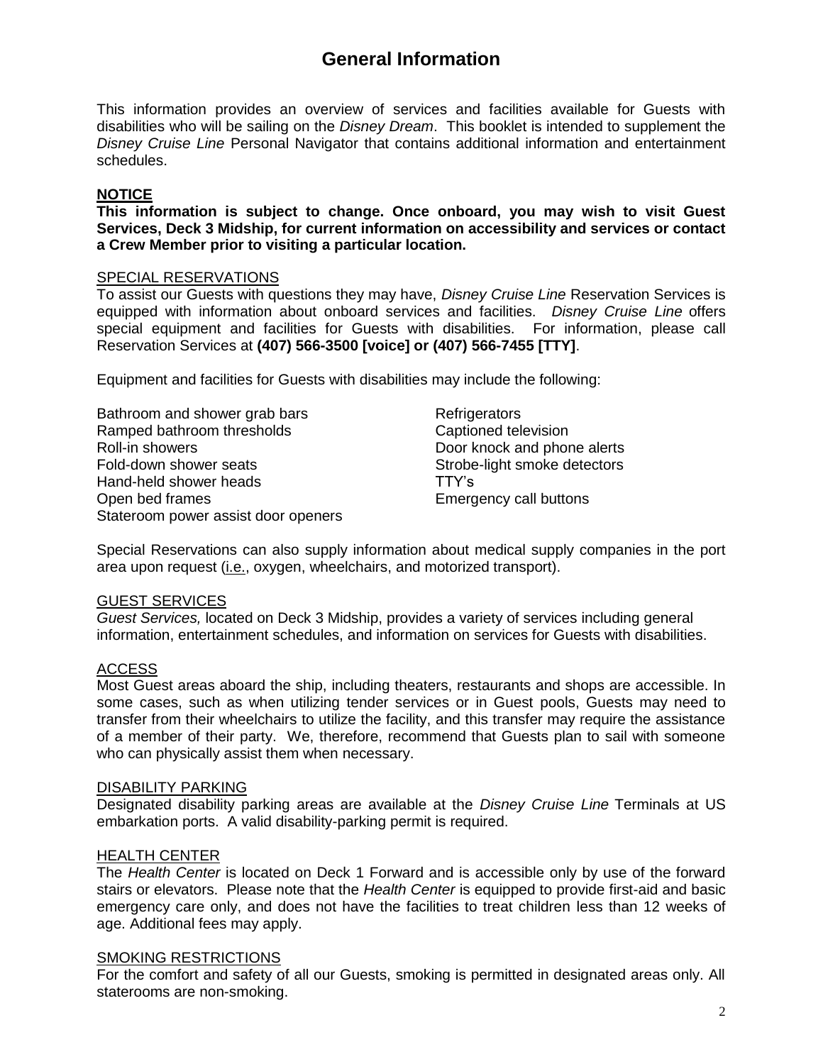# General Information

This information provides an overview of services and facilities available for Guests with disabilities who will be sailing on the *Disney Dream*. This booklet is intended to supplement the *Disney Cruise Line* Personal Navigator that contains additional information and entertainment schedules.

**NOTICE**

**This information is subject to change. Once onboard, you may wish to visit Guest Services, Deck 3 Midship, for current information on accessibility and services or contact a Crew Member prior to visiting a particular location.**

SPECIAL RESERVATIONS

To assist our Guests with questions they may have, *Disney Cruise Line* Reservation Services is equipped with information about onboard services and facilities. *Disney Cruise Line* offers special equipment and facilities for Guests with disabilities. For information, please call Reservation Services at **(407) 566-3500 [voice] or (407) 566-7455 [TTY]**.

Equipment and facilities for Guests with disabilities may include the following:

- Bathroom and shower grab bars
- Ramped bathroom thresholds
- Roll-in showers
- Fold-down shower seats
- Hand-held shower heads
- Open bed frames
- Stateroom power assist door openers
- Refrigerators
- Captioned television
- Door knock and phone alerts
- Strobe-light smoke detectors
- TTY's
- Emergency call buttons

Special Reservations can also supply information about medical supply companies in the port area upon request (i.e., oxygen, wheelchairs, and motorized transport).

GUEST SERVICES

*Guest Services,* located on Deck 3 Midship, provides a variety of services including general information, entertainment schedules, and information on services for Guests with disabilities.

ACCESS

Most Guest areas aboard the ship, including theaters, restaurants and shops are accessible. In some cases, such as when utilizing tender services or in Guest pools, Guests may need to transfer from their wheelchairs to utilize the facility, and this transfer may require the assistance of a member of their party. We, therefore, recommend that Guests plan to sail with someone who can physically assist them when necessary.

DISABILITY PARKING

Designated disability parking areas are available at the *Disney Cruise Line* Terminals at US embarkation ports. A valid disability-parking permit is required.

HEALTH CENTER

The *Health Center* is located on Deck 1 Forward and is accessible only by use of the forward stairs or elevators. Please note that the *Health Center* is equipped to provide first-aid and basic emergency care only, and does not have the facilities to treat children less than 12 weeks of age. Additional fees may apply.

SMOKING RESTRICTIONS

For the comfort and safety of all our Guests, smoking is permitted in designated areas only. All staterooms are non-smoking.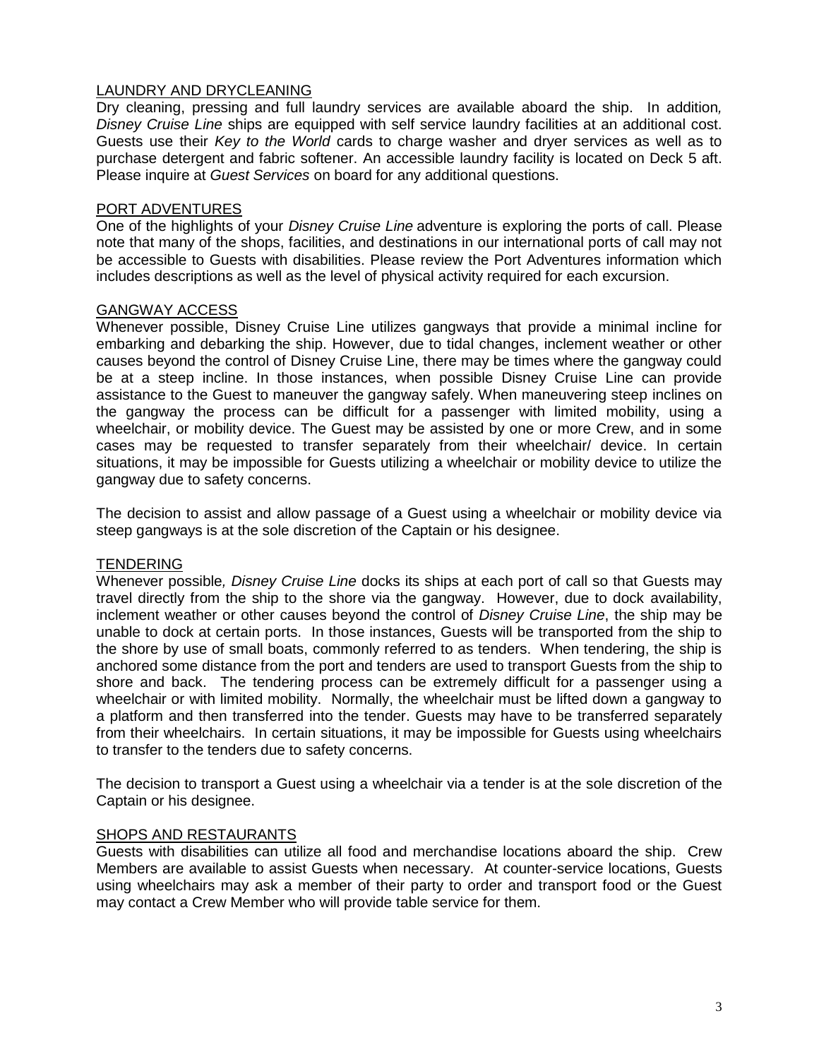## LAUNDRY AND DRYCLEANING

Dry cleaning, pressing and full laundry services are available aboard the ship. In addition*, Disney Cruise Line* ships are equipped with self service laundry facilities at an additional cost. Guests use their *Key to the World* cards to charge washer and dryer services as well as to purchase detergent and fabric softener. An accessible laundry facility is located on Deck 5 aft. Please inquire at *Guest Services* on board for any additional questions.

## PORT ADVENTURES

One of the highlights of your *Disney Cruise Line* adventure is exploring the ports of call. Please note that many of the shops, facilities, and destinations in our international ports of call may not be accessible to Guests with disabilities. Please review the Port Adventures information which includes descriptions as well as the level of physical activity required for each excursion.

## GANGWAY ACCESS

Whenever possible, Disney Cruise Line utilizes gangways that provide a minimal incline for embarking and debarking the ship. However, due to tidal changes, inclement weather or other causes beyond the control of Disney Cruise Line, there may be times where the gangway could be at a steep incline. In those instances, when possible Disney Cruise Line can provide assistance to the Guest to maneuver the gangway safely. When maneuvering steep inclines on the gangway the process can be difficult for a passenger with limited mobility, using a wheelchair, or mobility device. The Guest may be assisted by one or more Crew, and in some cases may be requested to transfer separately from their wheelchair/ device. In certain situations, it may be impossible for Guests utilizing a wheelchair or mobility device to utilize the gangway due to safety concerns.

The decision to assist and allow passage of a Guest using a wheelchair or mobility device via steep gangways is at the sole discretion of the Captain or his designee.

## TENDERING

Whenever possible*, Disney Cruise Line* docks its ships at each port of call so that Guests may travel directly from the ship to the shore via the gangway. However, due to dock availability, inclement weather or other causes beyond the control of *Disney Cruise Line*, the ship may be unable to dock at certain ports. In those instances, Guests will be transported from the ship to the shore by use of small boats, commonly referred to as tenders. When tendering, the ship is anchored some distance from the port and tenders are used to transport Guests from the ship to shore and back. The tendering process can be extremely difficult for a passenger using a wheelchair or with limited mobility. Normally, the wheelchair must be lifted down a gangway to a platform and then transferred into the tender. Guests may have to be transferred separately from their wheelchairs. In certain situations, it may be impossible for Guests using wheelchairs to transfer to the tenders due to safety concerns.

The decision to transport a Guest using a wheelchair via a tender is at the sole discretion of the Captain or his designee.

## SHOPS AND RESTAURANTS

Guests with disabilities can utilize all food and merchandise locations aboard the ship. Crew Members are available to assist Guests when necessary. At counter-service locations, Guests using wheelchairs may ask a member of their party to order and transport food or the Guest may contact a Crew Member who will provide table service for them.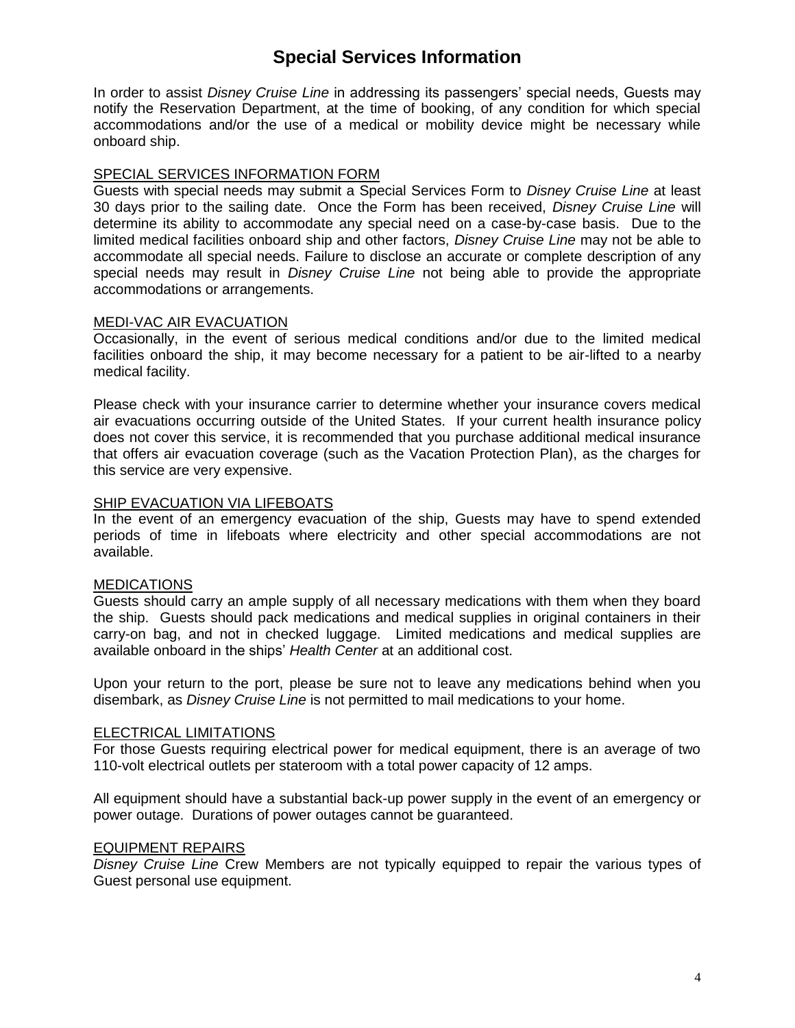# Special Services Information

In order to assist *Disney Cruise Line* in addressing its passengers' special needs, Guests may notify the Reservation Department, at the time of booking, of any condition for which special accommodations and/or the use of a medical or mobility device might be necessary while onboard ship.

## SPECIAL SERVICES INFORMATION FORM

Guests with special needs may submit a Special Services Form to *Disney Cruise Line* at least 30 days prior to the sailing date. Once the Form has been received, *Disney Cruise Line* will determine its ability to accommodate any special need on a case-by-case basis. Due to the limited medical facilities onboard ship and other factors, *Disney Cruise Line* may not be able to accommodate all special needs. Failure to disclose an accurate or complete description of any special needs may result in *Disney Cruise Line* not being able to provide the appropriate accommodations or arrangements.

## MEDI-VAC AIR EVACUATION

Occasionally, in the event of serious medical conditions and/or due to the limited medical facilities onboard the ship, it may become necessary for a patient to be air-lifted to a nearby medical facility.

Please check with your insurance carrier to determine whether your insurance covers medical air evacuations occurring outside of the United States. If your current health insurance policy does not cover this service, it is recommended that you purchase additional medical insurance that offers air evacuation coverage (such as the Vacation Protection Plan), as the charges for this service are very expensive.

## SHIP EVACUATION VIA LIFEBOATS

In the event of an emergency evacuation of the ship, Guests may have to spend extended periods of time in lifeboats where electricity and other special accommodations are not available.

## MEDICATIONS

Guests should carry an ample supply of all necessary medications with them when they board the ship. Guests should pack medications and medical supplies in original containers in their carry-on bag, and not in checked luggage. Limited medications and medical supplies are available onboard in the ships' *Health Center* at an additional cost.

Upon your return to the port, please be sure not to leave any medications behind when you disembark, as *Disney Cruise Line* is not permitted to mail medications to your home.

## ELECTRICAL LIMITATIONS

For those Guests requiring electrical power for medical equipment, there is an average of two 110-volt electrical outlets per stateroom with a total power capacity of 12 amps.

All equipment should have a substantial back-up power supply in the event of an emergency or power outage. Durations of power outages cannot be guaranteed.

## EQUIPMENT REPAIRS

*Disney Cruise Line* Crew Members are not typically equipped to repair the various types of Guest personal use equipment.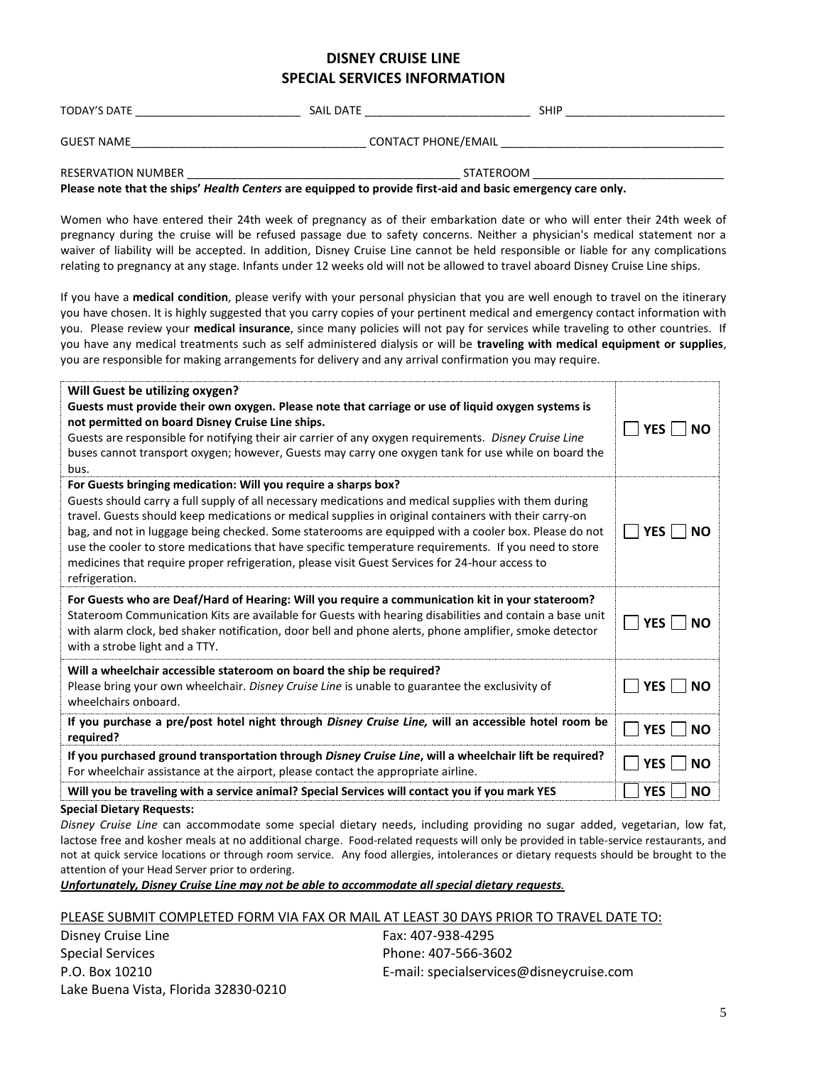# DISNEY CRUISE LINE
## SPECIAL SERVICES INFORMATION

TODAY'S DATE __________________________ SAIL DATE __________________________ SHIP _________________________

GUEST NAME____________________________________ CONTACT PHONE/EMAIL __________________________________

RESERVATION NUMBER __________________________________________ STATEROOM ______________________________

**Please note that the ships' *Health Centers* are equipped to provide first-aid and basic emergency care only.**

Women who have entered their 24th week of pregnancy as of their embarkation date or who will enter their 24th week of pregnancy during the cruise will be refused passage due to safety concerns. Neither a physician's medical statement nor a waiver of liability will be accepted. In addition, Disney Cruise Line cannot be held responsible or liable for any complications relating to pregnancy at any stage. Infants under 12 weeks old will not be allowed to travel aboard Disney Cruise Line ships.

If you have a **medical condition**, please verify with your personal physician that you are well enough to travel on the itinerary you have chosen. It is highly suggested that you carry copies of your pertinent medical and emergency contact information with you. Please review your **medical insurance**, since many policies will not pay for services while traveling to other countries. If you have any medical treatments such as self administered dialysis or will be **traveling with medical equipment or supplies**, you are responsible for making arrangements for delivery and any arrival confirmation you may require.

| | |
|---|---|
| **Will Guest be utilizing oxygen?** **Guests must provide their own oxygen. Please note that carriage or use of liquid oxygen systems is not permitted on board Disney Cruise Line ships.** Guests are responsible for notifying their air carrier of any oxygen requirements. *Disney Cruise Line* buses cannot transport oxygen; however, Guests may carry one oxygen tank for use while on board the bus. | ☐ **YES** ☐ **NO** |
| **For Guests bringing medication: Will you require a sharps box?** Guests should carry a full supply of all necessary medications and medical supplies with them during travel. Guests should keep medications or medical supplies in original containers with their carry-on bag, and not in luggage being checked. Some staterooms are equipped with a cooler box. Please do not use the cooler to store medications that have specific temperature requirements. If you need to store medicines that require proper refrigeration, please visit Guest Services for 24-hour access to refrigeration. | ☐ **YES** ☐ **NO** |
| **For Guests who are Deaf/Hard of Hearing: Will you require a communication kit in your stateroom?** Stateroom Communication Kits are available for Guests with hearing disabilities and contain a base unit with alarm clock, bed shaker notification, door bell and phone alerts, phone amplifier, smoke detector with a strobe light and a TTY. | ☐ **YES** ☐ **NO** |
| **Will a wheelchair accessible stateroom on board the ship be required?** Please bring your own wheelchair. *Disney Cruise Line* is unable to guarantee the exclusivity of wheelchairs onboard. | ☐ **YES** ☐ **NO** |
| **If you purchase a pre/post hotel night through *Disney Cruise Line,* will an accessible hotel room be required?** | ☐ **YES** ☐ **NO** |
| **If you purchased ground transportation through *Disney Cruise Line*, will a wheelchair lift be required?** For wheelchair assistance at the airport, please contact the appropriate airline. | ☐ **YES** ☐ **NO** |
| **Will you be traveling with a service animal? Special Services will contact you if you mark YES** | ☐ **YES** ☐ **NO** |

**Special Dietary Requests:**

*Disney Cruise Line* can accommodate some special dietary needs, including providing no sugar added, vegetarian, low fat, lactose free and kosher meals at no additional charge. Food-related requests will only be provided in table-service restaurants, and not at quick service locations or through room service. Any food allergies, intolerances or dietary requests should be brought to the attention of your Head Server prior to ordering.

***Unfortunately, Disney Cruise Line may not be able to accommodate all special dietary requests.***

PLEASE SUBMIT COMPLETED FORM VIA FAX OR MAIL AT LEAST 30 DAYS PRIOR TO TRAVEL DATE TO:

Disney Cruise Line
Special Services
P.O. Box 10210
Lake Buena Vista, Florida 32830-0210

Fax: 407-938-4295
Phone: 407-566-3602
E-mail: specialservices@disneycruise.com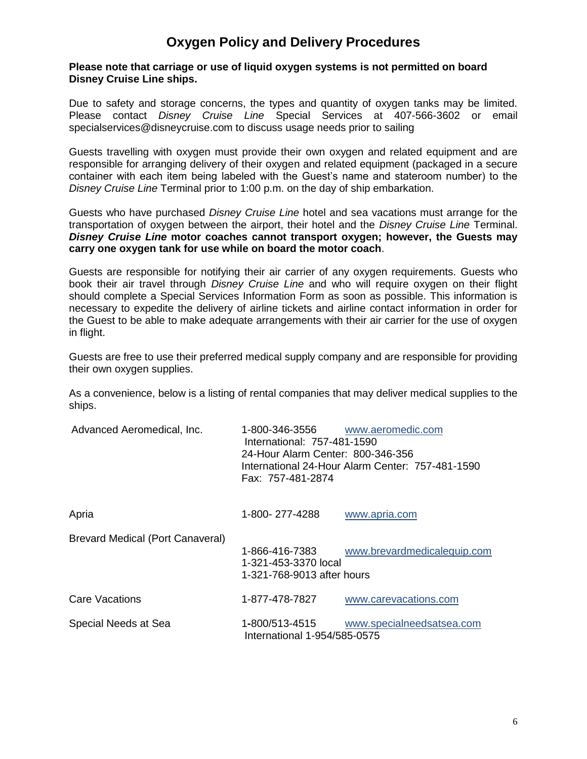# Oxygen Policy and Delivery Procedures

**Please note that carriage or use of liquid oxygen systems is not permitted on board Disney Cruise Line ships.**

Due to safety and storage concerns, the types and quantity of oxygen tanks may be limited. Please contact *Disney Cruise Line* Special Services at 407-566-3602 or email specialservices@disneycruise.com to discuss usage needs prior to sailing

Guests travelling with oxygen must provide their own oxygen and related equipment and are responsible for arranging delivery of their oxygen and related equipment (packaged in a secure container with each item being labeled with the Guest's name and stateroom number) to the *Disney Cruise Line* Terminal prior to 1:00 p.m. on the day of ship embarkation.

Guests who have purchased *Disney Cruise Line* hotel and sea vacations must arrange for the transportation of oxygen between the airport, their hotel and the *Disney Cruise Line* Terminal. ***Disney Cruise Line*** **motor coaches cannot transport oxygen; however, the Guests may carry one oxygen tank for use while on board the motor coach**.

Guests are responsible for notifying their air carrier of any oxygen requirements. Guests who book their air travel through *Disney Cruise Line* and who will require oxygen on their flight should complete a Special Services Information Form as soon as possible. This information is necessary to expedite the delivery of airline tickets and airline contact information in order for the Guest to be able to make adequate arrangements with their air carrier for the use of oxygen in flight.

Guests are free to use their preferred medical supply company and are responsible for providing their own oxygen supplies.

As a convenience, below is a listing of rental companies that may deliver medical supplies to the ships.

| Company | Phone | Website |
|---|---|---|
| Advanced Aeromedical, Inc. | 1-800-346-3556<br>International: 757-481-1590<br>24-Hour Alarm Center: 800-346-356<br>International 24-Hour Alarm Center: 757-481-1590<br>Fax: 757-481-2874 | www.aeromedic.com |
| Apria | 1-800- 277-4288 | www.apria.com |
| Brevard Medical (Port Canaveral) | 1-866-416-7383<br>1-321-453-3370 local<br>1-321-768-9013 after hours | www.brevardmedicalequip.com |
| Care Vacations | 1-877-478-7827 | www.carevacations.com |
| Special Needs at Sea | 1-800/513-4515<br>International 1-954/585-0575 | www.specialneedsatsea.com |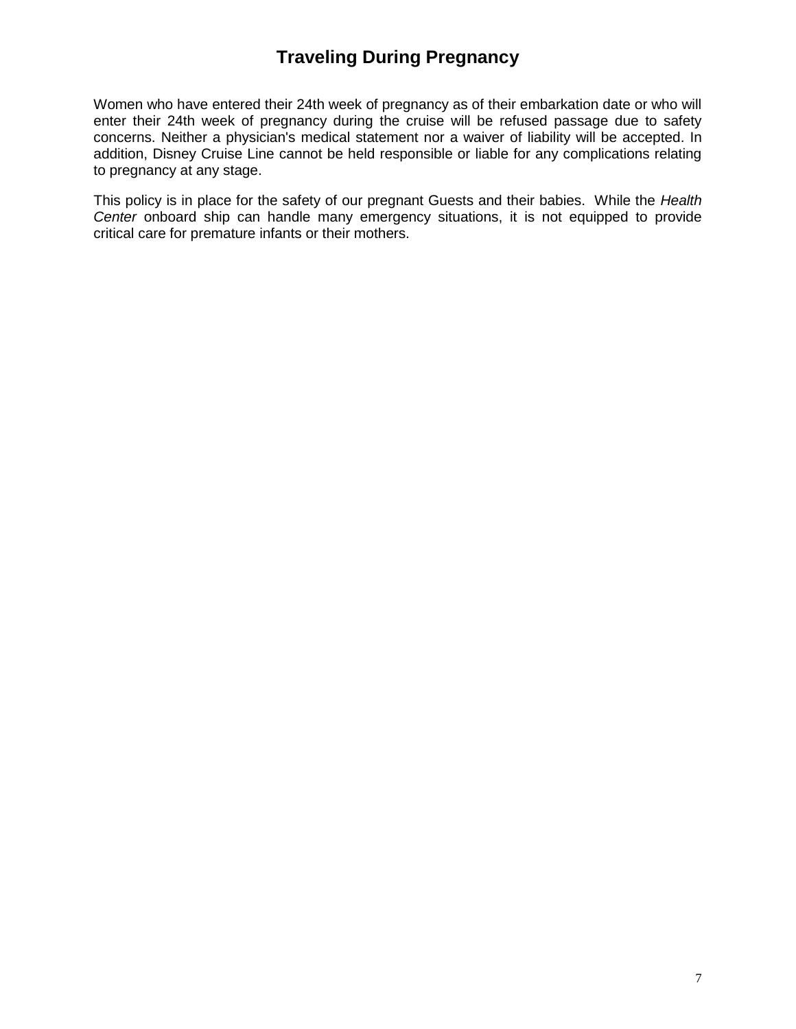# Traveling During Pregnancy

Women who have entered their 24th week of pregnancy as of their embarkation date or who will enter their 24th week of pregnancy during the cruise will be refused passage due to safety concerns. Neither a physician's medical statement nor a waiver of liability will be accepted. In addition, Disney Cruise Line cannot be held responsible or liable for any complications relating to pregnancy at any stage.

This policy is in place for the safety of our pregnant Guests and their babies. While the *Health Center* onboard ship can handle many emergency situations, it is not equipped to provide critical care for premature infants or their mothers.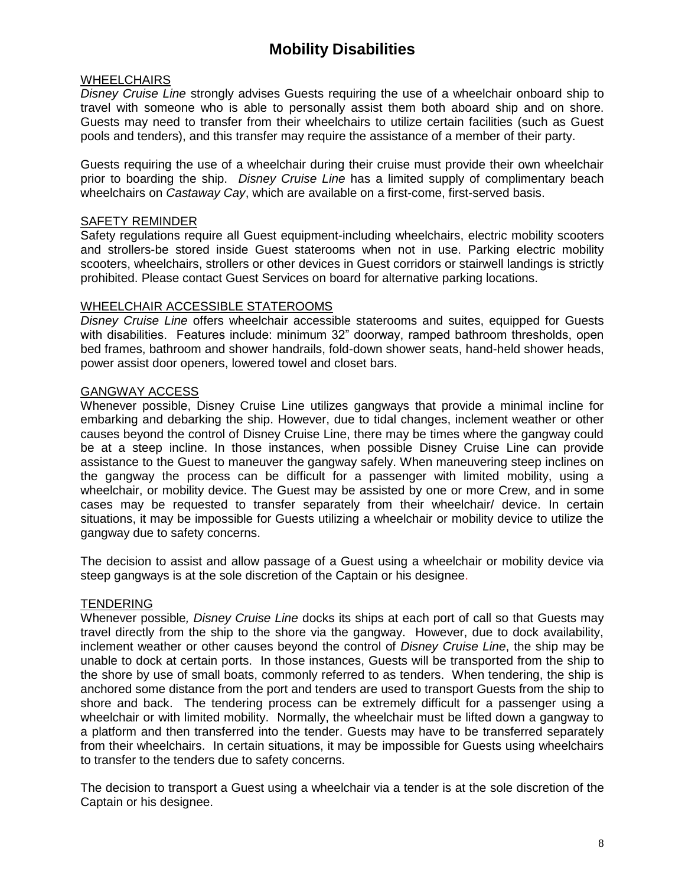# Mobility Disabilities

## WHEELCHAIRS

*Disney Cruise Line* strongly advises Guests requiring the use of a wheelchair onboard ship to travel with someone who is able to personally assist them both aboard ship and on shore. Guests may need to transfer from their wheelchairs to utilize certain facilities (such as Guest pools and tenders), and this transfer may require the assistance of a member of their party.

Guests requiring the use of a wheelchair during their cruise must provide their own wheelchair prior to boarding the ship. *Disney Cruise Line* has a limited supply of complimentary beach wheelchairs on *Castaway Cay*, which are available on a first-come, first-served basis.

## SAFETY REMINDER

Safety regulations require all Guest equipment-including wheelchairs, electric mobility scooters and strollers-be stored inside Guest staterooms when not in use. Parking electric mobility scooters, wheelchairs, strollers or other devices in Guest corridors or stairwell landings is strictly prohibited. Please contact Guest Services on board for alternative parking locations.

## WHEELCHAIR ACCESSIBLE STATEROOMS

*Disney Cruise Line* offers wheelchair accessible staterooms and suites, equipped for Guests with disabilities. Features include: minimum 32" doorway, ramped bathroom thresholds, open bed frames, bathroom and shower handrails, fold-down shower seats, hand-held shower heads, power assist door openers, lowered towel and closet bars.

## GANGWAY ACCESS

Whenever possible, Disney Cruise Line utilizes gangways that provide a minimal incline for embarking and debarking the ship. However, due to tidal changes, inclement weather or other causes beyond the control of Disney Cruise Line, there may be times where the gangway could be at a steep incline. In those instances, when possible Disney Cruise Line can provide assistance to the Guest to maneuver the gangway safely. When maneuvering steep inclines on the gangway the process can be difficult for a passenger with limited mobility, using a wheelchair, or mobility device. The Guest may be assisted by one or more Crew, and in some cases may be requested to transfer separately from their wheelchair/ device. In certain situations, it may be impossible for Guests utilizing a wheelchair or mobility device to utilize the gangway due to safety concerns.

The decision to assist and allow passage of a Guest using a wheelchair or mobility device via steep gangways is at the sole discretion of the Captain or his designee.

## TENDERING

Whenever possible*, Disney Cruise Line* docks its ships at each port of call so that Guests may travel directly from the ship to the shore via the gangway. However, due to dock availability, inclement weather or other causes beyond the control of *Disney Cruise Line*, the ship may be unable to dock at certain ports. In those instances, Guests will be transported from the ship to the shore by use of small boats, commonly referred to as tenders. When tendering, the ship is anchored some distance from the port and tenders are used to transport Guests from the ship to shore and back. The tendering process can be extremely difficult for a passenger using a wheelchair or with limited mobility. Normally, the wheelchair must be lifted down a gangway to a platform and then transferred into the tender. Guests may have to be transferred separately from their wheelchairs. In certain situations, it may be impossible for Guests using wheelchairs to transfer to the tenders due to safety concerns.

The decision to transport a Guest using a wheelchair via a tender is at the sole discretion of the Captain or his designee.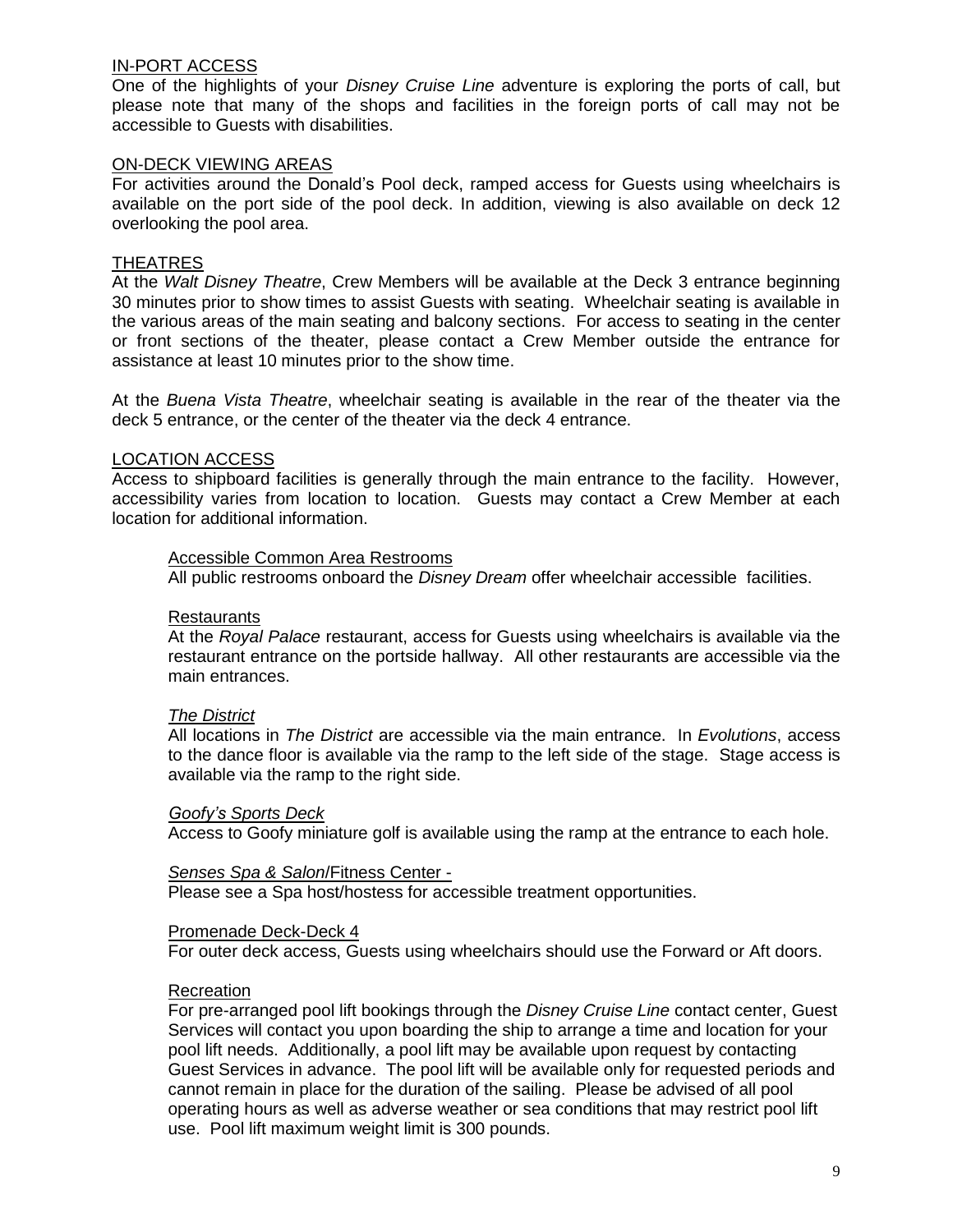## IN-PORT ACCESS

One of the highlights of your *Disney Cruise Line* adventure is exploring the ports of call, but please note that many of the shops and facilities in the foreign ports of call may not be accessible to Guests with disabilities.

## ON-DECK VIEWING AREAS

For activities around the Donald's Pool deck, ramped access for Guests using wheelchairs is available on the port side of the pool deck. In addition, viewing is also available on deck 12 overlooking the pool area.

## THEATRES

At the *Walt Disney Theatre*, Crew Members will be available at the Deck 3 entrance beginning 30 minutes prior to show times to assist Guests with seating. Wheelchair seating is available in the various areas of the main seating and balcony sections. For access to seating in the center or front sections of the theater, please contact a Crew Member outside the entrance for assistance at least 10 minutes prior to the show time.

At the *Buena Vista Theatre*, wheelchair seating is available in the rear of the theater via the deck 5 entrance, or the center of the theater via the deck 4 entrance.

## LOCATION ACCESS

Access to shipboard facilities is generally through the main entrance to the facility. However, accessibility varies from location to location. Guests may contact a Crew Member at each location for additional information.

### Accessible Common Area Restrooms

All public restrooms onboard the *Disney Dream* offer wheelchair accessible facilities.

### Restaurants

At the *Royal Palace* restaurant, access for Guests using wheelchairs is available via the restaurant entrance on the portside hallway. All other restaurants are accessible via the main entrances.

### *The District*

All locations in *The District* are accessible via the main entrance. In *Evolutions*, access to the dance floor is available via the ramp to the left side of the stage. Stage access is available via the ramp to the right side.

### *Goofy's Sports Deck*

Access to Goofy miniature golf is available using the ramp at the entrance to each hole.

### *Senses Spa & Salon*/Fitness Center -

Please see a Spa host/hostess for accessible treatment opportunities.

### Promenade Deck-Deck 4

For outer deck access, Guests using wheelchairs should use the Forward or Aft doors.

### Recreation

For pre-arranged pool lift bookings through the *Disney Cruise Line* contact center, Guest Services will contact you upon boarding the ship to arrange a time and location for your pool lift needs. Additionally, a pool lift may be available upon request by contacting Guest Services in advance. The pool lift will be available only for requested periods and cannot remain in place for the duration of the sailing. Please be advised of all pool operating hours as well as adverse weather or sea conditions that may restrict pool lift use. Pool lift maximum weight limit is 300 pounds.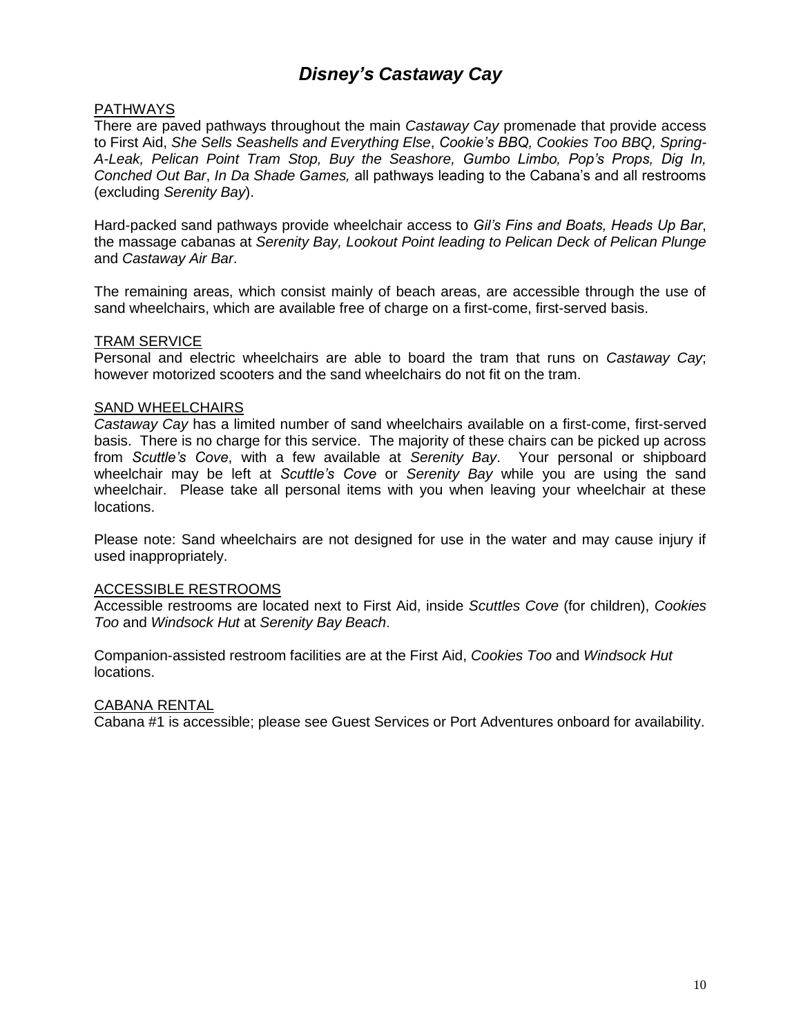# *Disney's Castaway Cay*

PATHWAYS

There are paved pathways throughout the main *Castaway Cay* promenade that provide access to First Aid, *She Sells Seashells and Everything Else*, *Cookie's BBQ, Cookies Too BBQ, Spring-A-Leak, Pelican Point Tram Stop, Buy the Seashore, Gumbo Limbo, Pop's Props, Dig In, Conched Out Bar*, *In Da Shade Games,* all pathways leading to the Cabana's and all restrooms (excluding *Serenity Bay*).

Hard-packed sand pathways provide wheelchair access to *Gil's Fins and Boats, Heads Up Bar*, the massage cabanas at *Serenity Bay, Lookout Point leading to Pelican Deck of Pelican Plunge* and *Castaway Air Bar*.

The remaining areas, which consist mainly of beach areas, are accessible through the use of sand wheelchairs, which are available free of charge on a first-come, first-served basis.

TRAM SERVICE

Personal and electric wheelchairs are able to board the tram that runs on *Castaway Cay*; however motorized scooters and the sand wheelchairs do not fit on the tram.

SAND WHEELCHAIRS

*Castaway Cay* has a limited number of sand wheelchairs available on a first-come, first-served basis. There is no charge for this service. The majority of these chairs can be picked up across from *Scuttle's Cove*, with a few available at *Serenity Bay*. Your personal or shipboard wheelchair may be left at *Scuttle's Cove* or *Serenity Bay* while you are using the sand wheelchair. Please take all personal items with you when leaving your wheelchair at these locations.

Please note: Sand wheelchairs are not designed for use in the water and may cause injury if used inappropriately.

ACCESSIBLE RESTROOMS

Accessible restrooms are located next to First Aid, inside *Scuttles Cove* (for children), *Cookies Too* and *Windsock Hut* at *Serenity Bay Beach*.

Companion-assisted restroom facilities are at the First Aid, *Cookies Too* and *Windsock Hut* locations.

CABANA RENTAL

Cabana #1 is accessible; please see Guest Services or Port Adventures onboard for availability.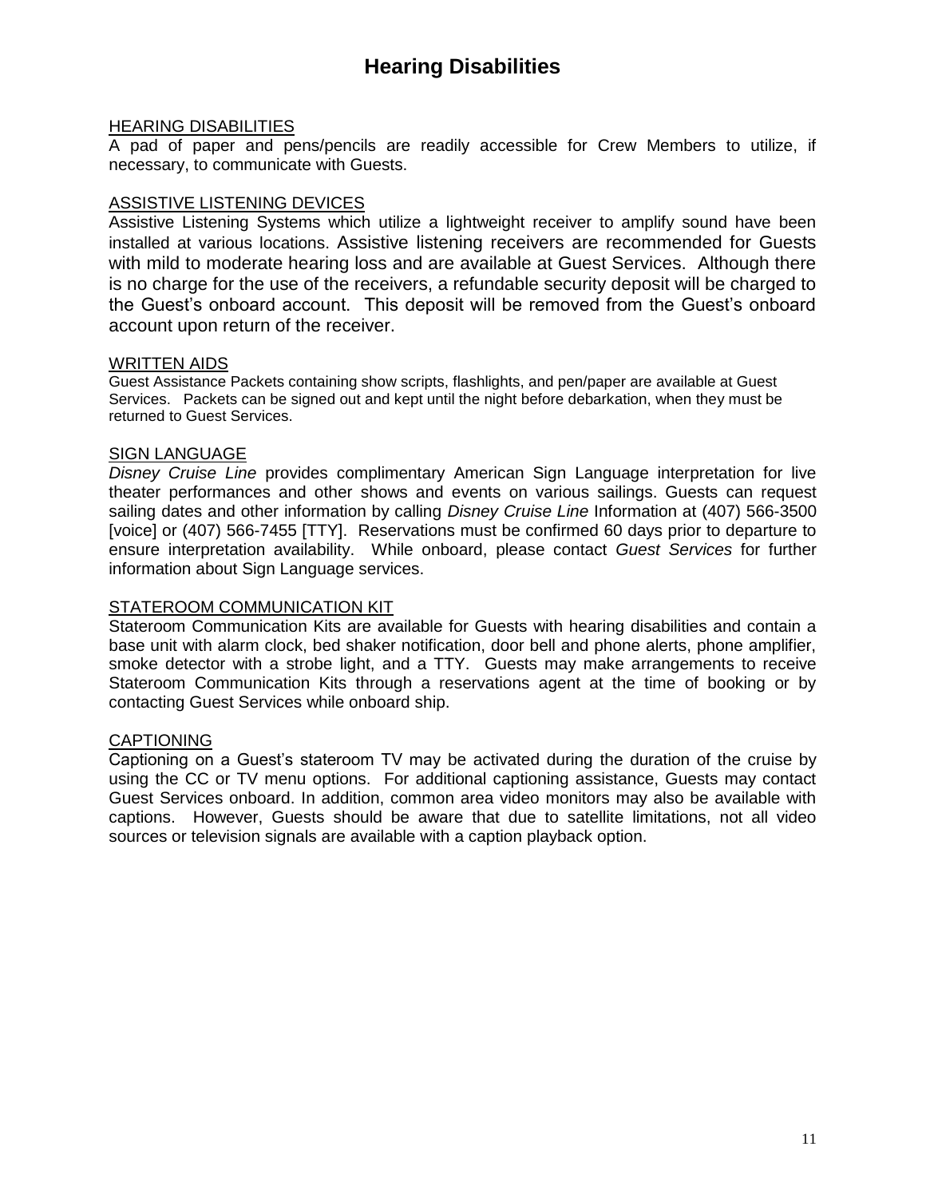# Hearing Disabilities

## HEARING DISABILITIES

A pad of paper and pens/pencils are readily accessible for Crew Members to utilize, if necessary, to communicate with Guests.

## ASSISTIVE LISTENING DEVICES

Assistive Listening Systems which utilize a lightweight receiver to amplify sound have been installed at various locations. Assistive listening receivers are recommended for Guests with mild to moderate hearing loss and are available at Guest Services. Although there is no charge for the use of the receivers, a refundable security deposit will be charged to the Guest's onboard account. This deposit will be removed from the Guest's onboard account upon return of the receiver.

## WRITTEN AIDS

Guest Assistance Packets containing show scripts, flashlights, and pen/paper are available at Guest Services. Packets can be signed out and kept until the night before debarkation, when they must be returned to Guest Services.

## SIGN LANGUAGE

*Disney Cruise Line* provides complimentary American Sign Language interpretation for live theater performances and other shows and events on various sailings. Guests can request sailing dates and other information by calling *Disney Cruise Line* Information at (407) 566-3500 [voice] or (407) 566-7455 [TTY]. Reservations must be confirmed 60 days prior to departure to ensure interpretation availability. While onboard, please contact *Guest Services* for further information about Sign Language services.

## STATEROOM COMMUNICATION KIT

Stateroom Communication Kits are available for Guests with hearing disabilities and contain a base unit with alarm clock, bed shaker notification, door bell and phone alerts, phone amplifier, smoke detector with a strobe light, and a TTY. Guests may make arrangements to receive Stateroom Communication Kits through a reservations agent at the time of booking or by contacting Guest Services while onboard ship.

## CAPTIONING

Captioning on a Guest's stateroom TV may be activated during the duration of the cruise by using the CC or TV menu options. For additional captioning assistance, Guests may contact Guest Services onboard. In addition, common area video monitors may also be available with captions. However, Guests should be aware that due to satellite limitations, not all video sources or television signals are available with a caption playback option.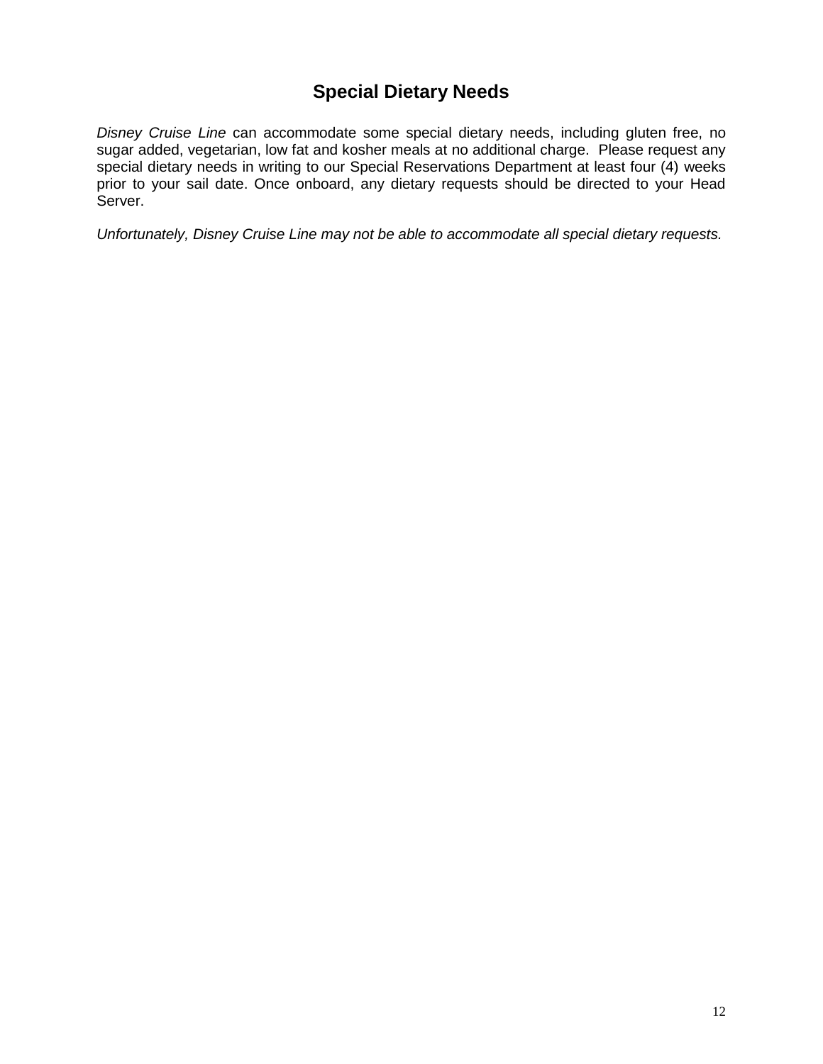## Special Dietary Needs

*Disney Cruise Line* can accommodate some special dietary needs, including gluten free, no sugar added, vegetarian, low fat and kosher meals at no additional charge. Please request any special dietary needs in writing to our Special Reservations Department at least four (4) weeks prior to your sail date. Once onboard, any dietary requests should be directed to your Head Server.

*Unfortunately, Disney Cruise Line may not be able to accommodate all special dietary requests.*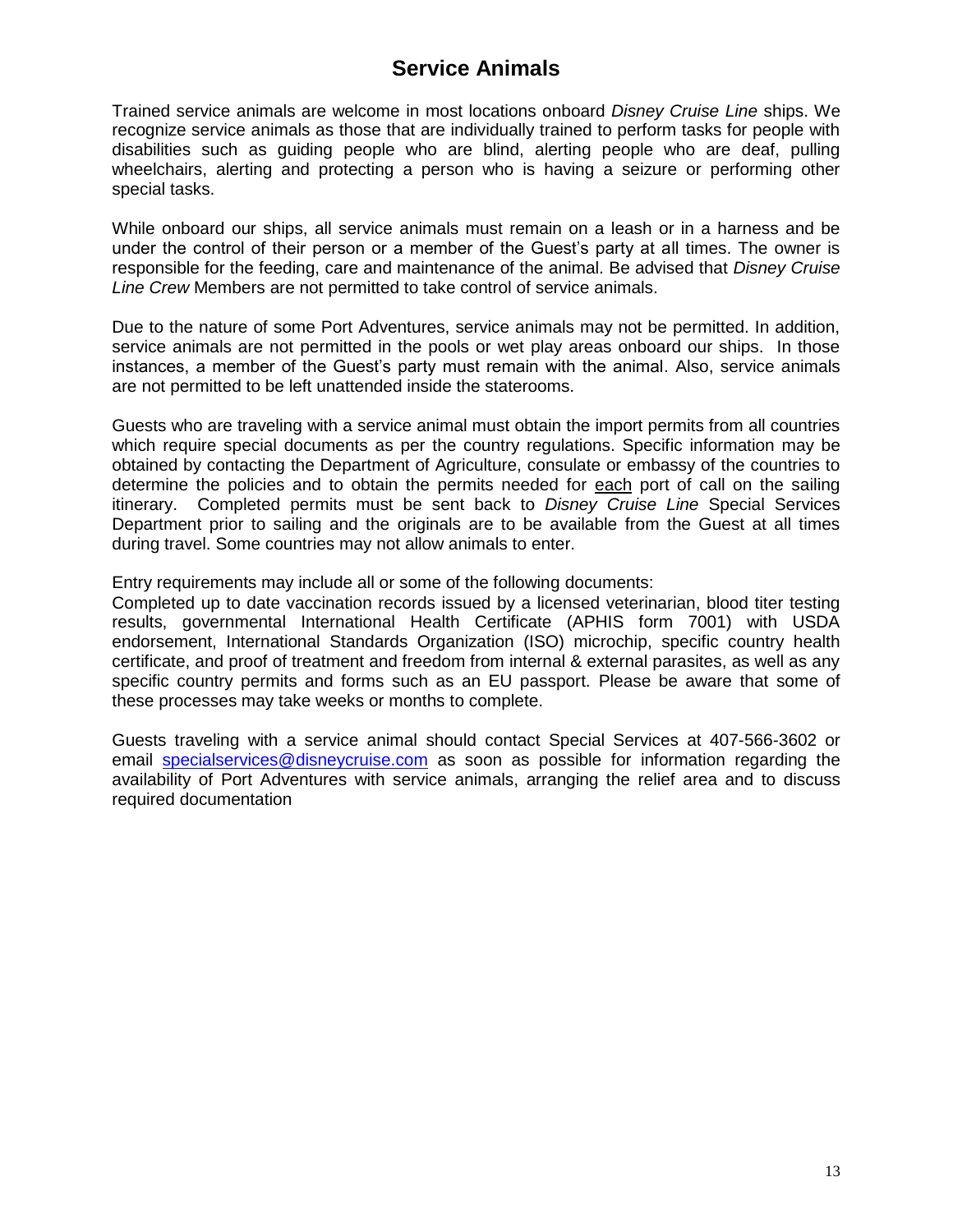# Service Animals

Trained service animals are welcome in most locations onboard *Disney Cruise Line* ships. We recognize service animals as those that are individually trained to perform tasks for people with disabilities such as guiding people who are blind, alerting people who are deaf, pulling wheelchairs, alerting and protecting a person who is having a seizure or performing other special tasks.

While onboard our ships, all service animals must remain on a leash or in a harness and be under the control of their person or a member of the Guest's party at all times. The owner is responsible for the feeding, care and maintenance of the animal. Be advised that *Disney Cruise Line Crew* Members are not permitted to take control of service animals.

Due to the nature of some Port Adventures, service animals may not be permitted. In addition, service animals are not permitted in the pools or wet play areas onboard our ships. In those instances, a member of the Guest's party must remain with the animal. Also, service animals are not permitted to be left unattended inside the staterooms.

Guests who are traveling with a service animal must obtain the import permits from all countries which require special documents as per the country regulations. Specific information may be obtained by contacting the Department of Agriculture, consulate or embassy of the countries to determine the policies and to obtain the permits needed for <u>each</u> port of call on the sailing itinerary. Completed permits must be sent back to *Disney Cruise Line* Special Services Department prior to sailing and the originals are to be available from the Guest at all times during travel. Some countries may not allow animals to enter.

Entry requirements may include all or some of the following documents:
Completed up to date vaccination records issued by a licensed veterinarian, blood titer testing results, governmental International Health Certificate (APHIS form 7001) with USDA endorsement, International Standards Organization (ISO) microchip, specific country health certificate, and proof of treatment and freedom from internal & external parasites, as well as any specific country permits and forms such as an EU passport. Please be aware that some of these processes may take weeks or months to complete.

Guests traveling with a service animal should contact Special Services at 407-566-3602 or email specialservices@disneycruise.com as soon as possible for information regarding the availability of Port Adventures with service animals, arranging the relief area and to discuss required documentation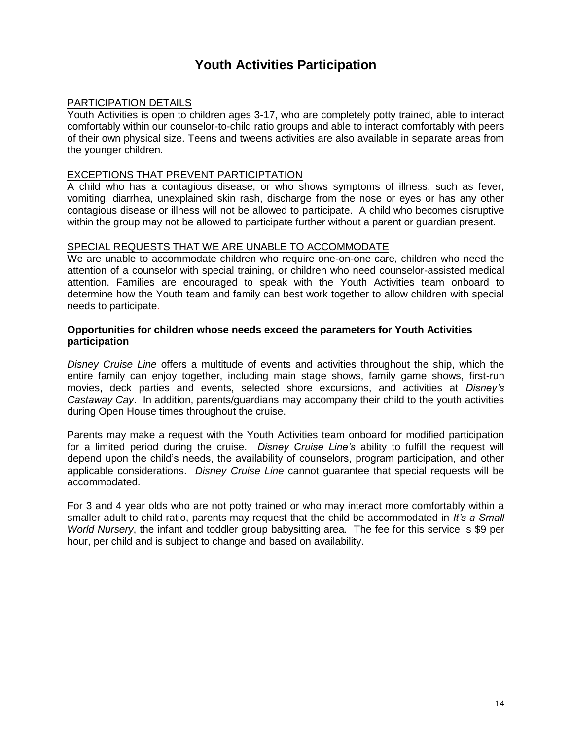# Youth Activities Participation

PARTICIPATION DETAILS

Youth Activities is open to children ages 3-17, who are completely potty trained, able to interact comfortably within our counselor-to-child ratio groups and able to interact comfortably with peers of their own physical size. Teens and tweens activities are also available in separate areas from the younger children.

EXCEPTIONS THAT PREVENT PARTICIPTATION

A child who has a contagious disease, or who shows symptoms of illness, such as fever, vomiting, diarrhea, unexplained skin rash, discharge from the nose or eyes or has any other contagious disease or illness will not be allowed to participate. A child who becomes disruptive within the group may not be allowed to participate further without a parent or guardian present.

SPECIAL REQUESTS THAT WE ARE UNABLE TO ACCOMMODATE

We are unable to accommodate children who require one-on-one care, children who need the attention of a counselor with special training, or children who need counselor-assisted medical attention. Families are encouraged to speak with the Youth Activities team onboard to determine how the Youth team and family can best work together to allow children with special needs to participate.

**Opportunities for children whose needs exceed the parameters for Youth Activities participation**

*Disney Cruise Line* offers a multitude of events and activities throughout the ship, which the entire family can enjoy together, including main stage shows, family game shows, first-run movies, deck parties and events, selected shore excursions, and activities at *Disney's Castaway Cay*. In addition, parents/guardians may accompany their child to the youth activities during Open House times throughout the cruise.

Parents may make a request with the Youth Activities team onboard for modified participation for a limited period during the cruise. *Disney Cruise Line's* ability to fulfill the request will depend upon the child's needs, the availability of counselors, program participation, and other applicable considerations. *Disney Cruise Line* cannot guarantee that special requests will be accommodated.

For 3 and 4 year olds who are not potty trained or who may interact more comfortably within a smaller adult to child ratio, parents may request that the child be accommodated in *It's a Small World Nursery*, the infant and toddler group babysitting area. The fee for this service is $9 per hour, per child and is subject to change and based on availability.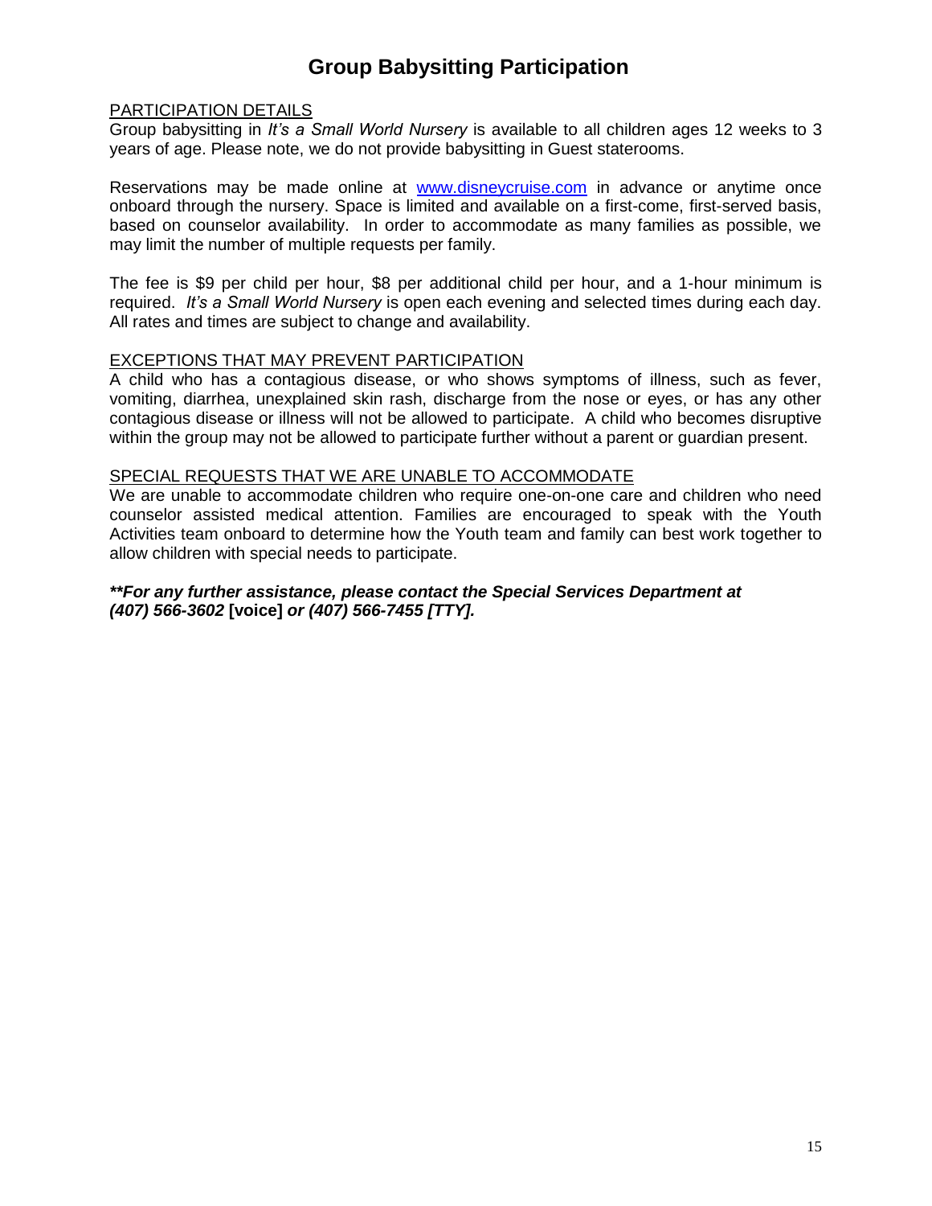# Group Babysitting Participation

PARTICIPATION DETAILS

Group babysitting in *It's a Small World Nursery* is available to all children ages 12 weeks to 3 years of age. Please note, we do not provide babysitting in Guest staterooms.

Reservations may be made online at www.disneycruise.com in advance or anytime once onboard through the nursery. Space is limited and available on a first-come, first-served basis, based on counselor availability. In order to accommodate as many families as possible, we may limit the number of multiple requests per family.

The fee is $9 per child per hour, $8 per additional child per hour, and a 1-hour minimum is required. *It's a Small World Nursery* is open each evening and selected times during each day. All rates and times are subject to change and availability.

EXCEPTIONS THAT MAY PREVENT PARTICIPATION

A child who has a contagious disease, or who shows symptoms of illness, such as fever, vomiting, diarrhea, unexplained skin rash, discharge from the nose or eyes, or has any other contagious disease or illness will not be allowed to participate. A child who becomes disruptive within the group may not be allowed to participate further without a parent or guardian present.

SPECIAL REQUESTS THAT WE ARE UNABLE TO ACCOMMODATE

We are unable to accommodate children who require one-on-one care and children who need counselor assisted medical attention. Families are encouraged to speak with the Youth Activities team onboard to determine how the Youth team and family can best work together to allow children with special needs to participate.

***For any further assistance, please contact the Special Services Department at (407) 566-3602* **[voice]** *or (407) 566-7455 [TTY].***